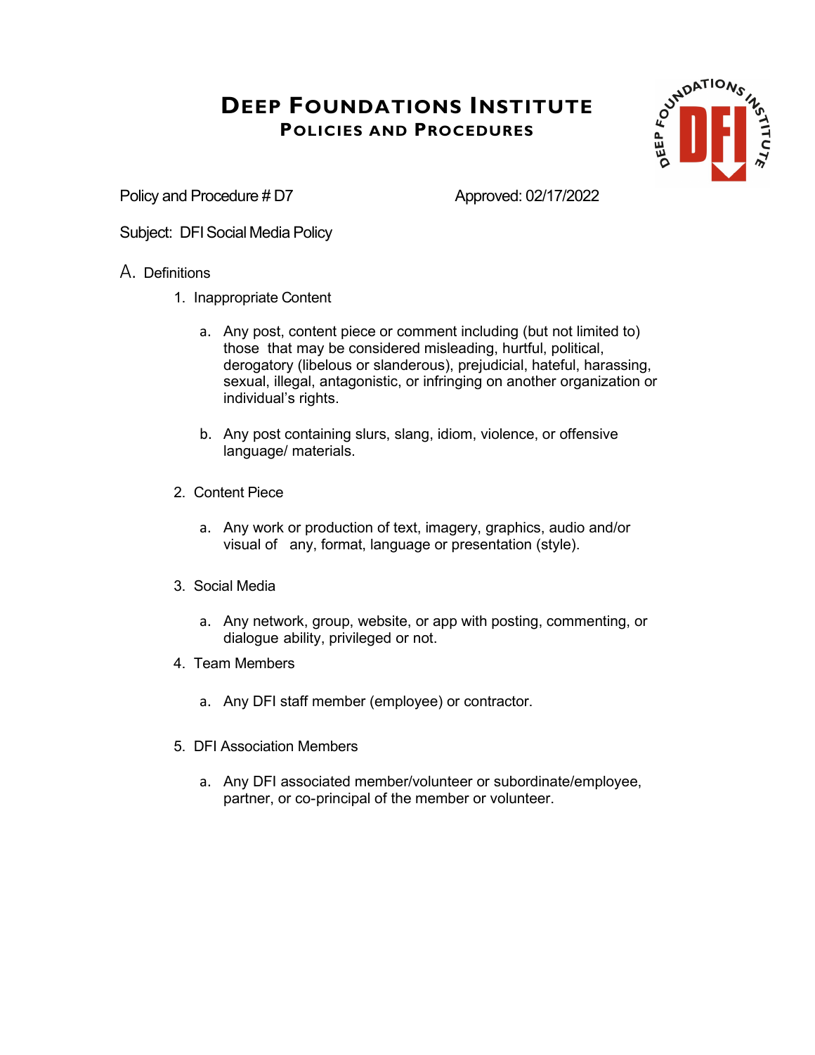# Deep Foundations Institute

## Policies and Procedures

Policy and Procedure # D7 Approved: 02/17/2022

Subject: DFI Social Media Policy

A. Definitions

1. Inappropriate Content

   a. Any post, content piece or comment including (but not limited to) those that may be considered misleading, hurtful, political, derogatory (libelous or slanderous), prejudicial, hateful, harassing, sexual, illegal, antagonistic, or infringing on another organization or individual's rights.

   b. Any post containing slurs, slang, idiom, violence, or offensive language/ materials.

2. Content Piece

   a. Any work or production of text, imagery, graphics, audio and/or visual of any, format, language or presentation (style).

3. Social Media

   a. Any network, group, website, or app with posting, commenting, or dialogue ability, privileged or not.

4. Team Members

   a. Any DFI staff member (employee) or contractor.

5. DFI Association Members

   a. Any DFI associated member/volunteer or subordinate/employee, partner, or co-principal of the member or volunteer.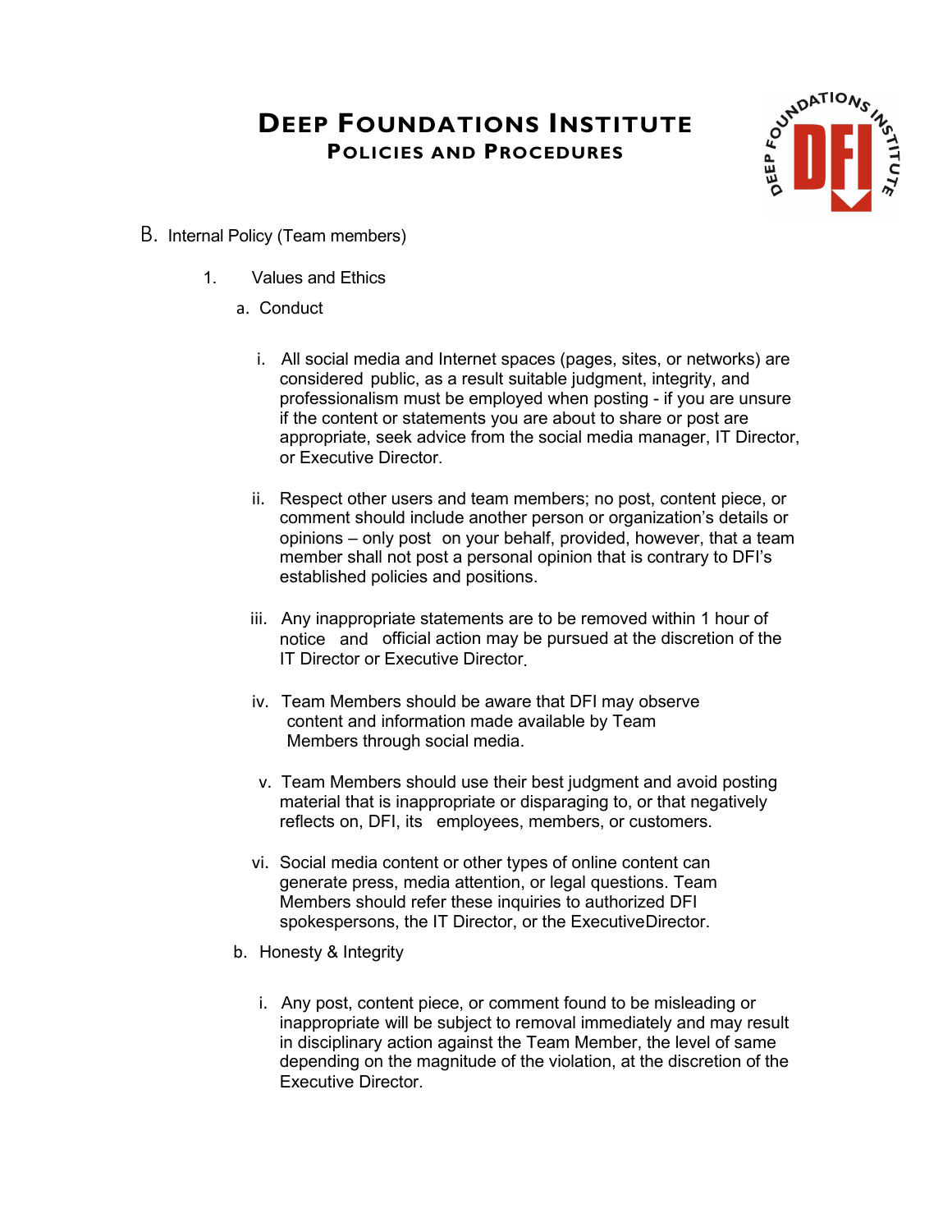# DEEP FOUNDATIONS INSTITUTE

## POLICIES AND PROCEDURES

B. Internal Policy (Team members)

1. Values and Ethics

   a. Conduct

      i. All social media and Internet spaces (pages, sites, or networks) are considered public, as a result suitable judgment, integrity, and professionalism must be employed when posting - if you are unsure if the content or statements you are about to share or post are appropriate, seek advice from the social media manager, IT Director, or Executive Director.

      ii. Respect other users and team members; no post, content piece, or comment should include another person or organization's details or opinions – only post on your behalf, provided, however, that a team member shall not post a personal opinion that is contrary to DFI's established policies and positions.

      iii. Any inappropriate statements are to be removed within 1 hour of notice and official action may be pursued at the discretion of the IT Director or Executive Director.

      iv. Team Members should be aware that DFI may observe content and information made available by Team Members through social media.

      v. Team Members should use their best judgment and avoid posting material that is inappropriate or disparaging to, or that negatively reflects on, DFI, its employees, members, or customers.

      vi. Social media content or other types of online content can generate press, media attention, or legal questions. Team Members should refer these inquiries to authorized DFI spokespersons, the IT Director, or the Executive Director.

   b. Honesty & Integrity

      i. Any post, content piece, or comment found to be misleading or inappropriate will be subject to removal immediately and may result in disciplinary action against the Team Member, the level of same depending on the magnitude of the violation, at the discretion of the Executive Director.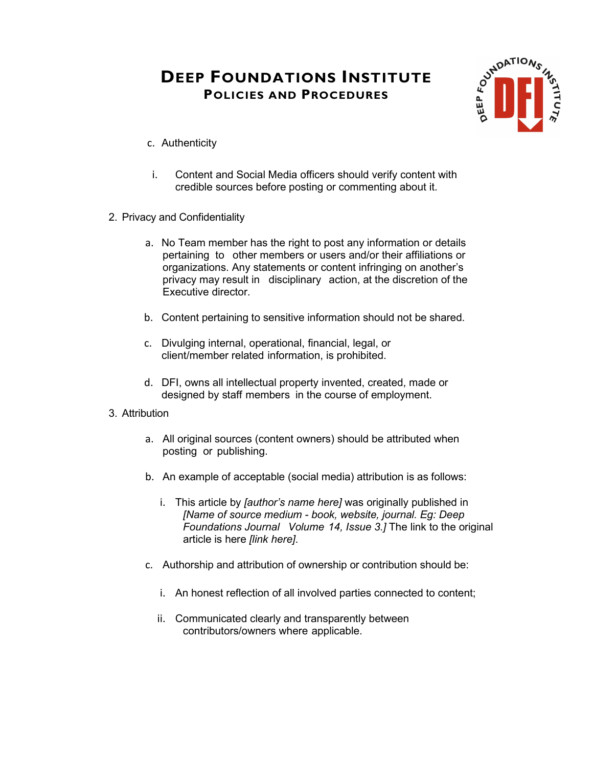c. Authenticity

   i. Content and Social Media officers should verify content with credible sources before posting or commenting about it.

2. Privacy and Confidentiality

   a. No Team member has the right to post any information or details pertaining to other members or users and/or their affiliations or organizations. Any statements or content infringing on another's privacy may result in disciplinary action, at the discretion of the Executive director.

   b. Content pertaining to sensitive information should not be shared.

   c. Divulging internal, operational, financial, legal, or client/member related information, is prohibited.

   d. DFI, owns all intellectual property invented, created, made or designed by staff members in the course of employment.

3. Attribution

   a. All original sources (content owners) should be attributed when posting or publishing.

   b. An example of acceptable (social media) attribution is as follows:

      i. This article by *[author's name here]* was originally published in *[Name of source medium - book, website, journal. Eg: Deep Foundations Journal Volume 14, Issue 3.]* The link to the original article is here *[link here]*.

   c. Authorship and attribution of ownership or contribution should be:

      i. An honest reflection of all involved parties connected to content;

      ii. Communicated clearly and transparently between contributors/owners where applicable.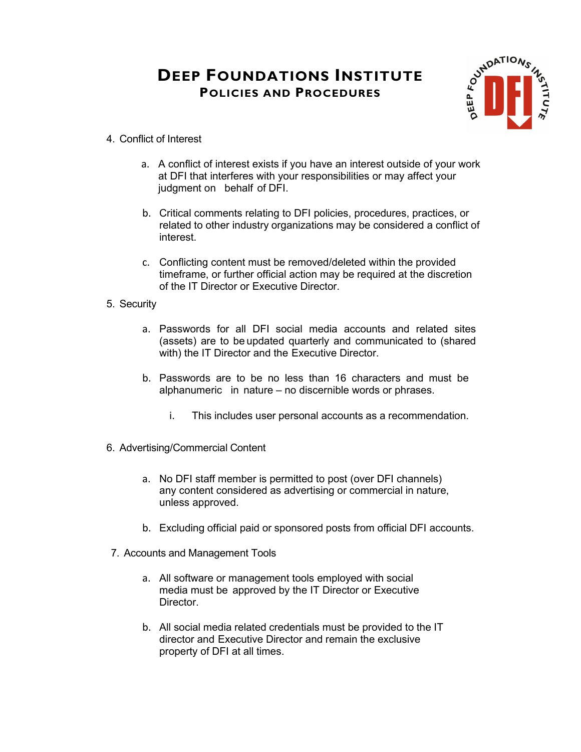4. Conflict of Interest

    a. A conflict of interest exists if you have an interest outside of your work at DFI that interferes with your responsibilities or may affect your judgment on behalf of DFI.

    b. Critical comments relating to DFI policies, procedures, practices, or related to other industry organizations may be considered a conflict of interest.

    c. Conflicting content must be removed/deleted within the provided timeframe, or further official action may be required at the discretion of the IT Director or Executive Director.

5. Security

    a. Passwords for all DFI social media accounts and related sites (assets) are to be updated quarterly and communicated to (shared with) the IT Director and the Executive Director.

    b. Passwords are to be no less than 16 characters and must be alphanumeric in nature – no discernible words or phrases.

        i. This includes user personal accounts as a recommendation.

6. Advertising/Commercial Content

    a. No DFI staff member is permitted to post (over DFI channels) any content considered as advertising or commercial in nature, unless approved.

    b. Excluding official paid or sponsored posts from official DFI accounts.

7. Accounts and Management Tools

    a. All software or management tools employed with social media must be approved by the IT Director or Executive Director.

    b. All social media related credentials must be provided to the IT director and Executive Director and remain the exclusive property of DFI at all times.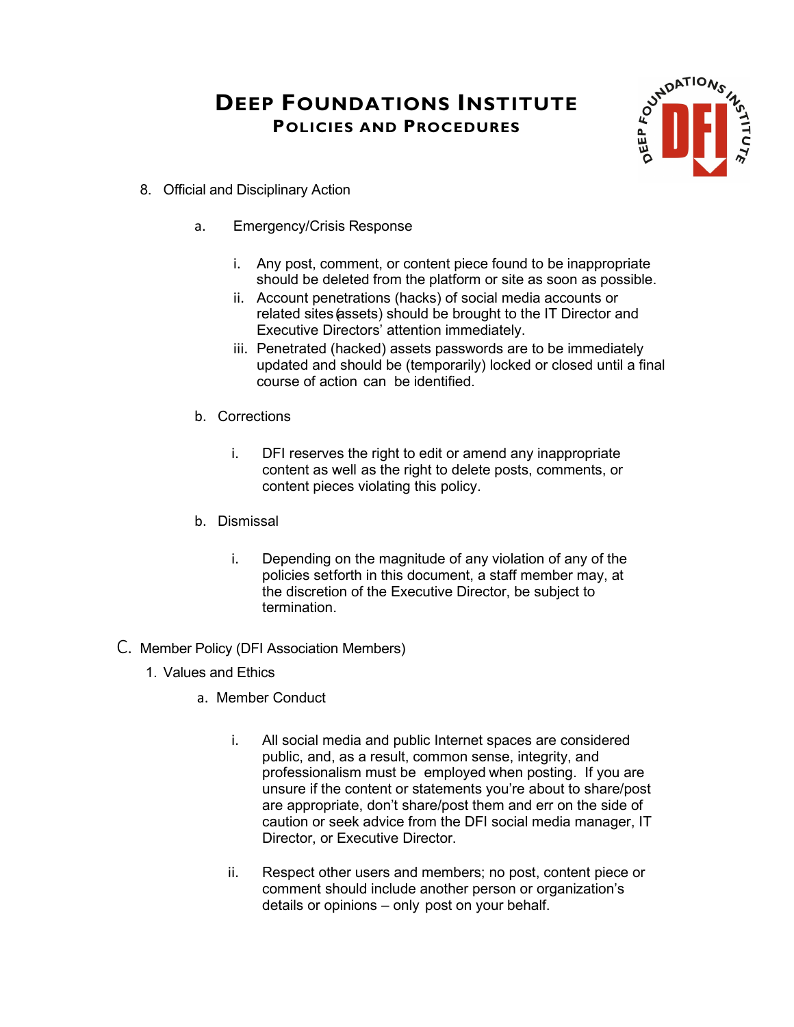8. Official and Disciplinary Action

   a. Emergency/Crisis Response

      i. Any post, comment, or content piece found to be inappropriate should be deleted from the platform or site as soon as possible.
      ii. Account penetrations (hacks) of social media accounts or related sites (assets) should be brought to the IT Director and Executive Directors' attention immediately.
      iii. Penetrated (hacked) assets passwords are to be immediately updated and should be (temporarily) locked or closed until a final course of action can be identified.

   b. Corrections

      i. DFI reserves the right to edit or amend any inappropriate content as well as the right to delete posts, comments, or content pieces violating this policy.

   b. Dismissal

      i. Depending on the magnitude of any violation of any of the policies setforth in this document, a staff member may, at the discretion of the Executive Director, be subject to termination.

C. Member Policy (DFI Association Members)

1. Values and Ethics

   a. Member Conduct

      i. All social media and public Internet spaces are considered public, and, as a result, common sense, integrity, and professionalism must be employed when posting. If you are unsure if the content or statements you're about to share/post are appropriate, don't share/post them and err on the side of caution or seek advice from the DFI social media manager, IT Director, or Executive Director.

      ii. Respect other users and members; no post, content piece or comment should include another person or organization's details or opinions – only post on your behalf.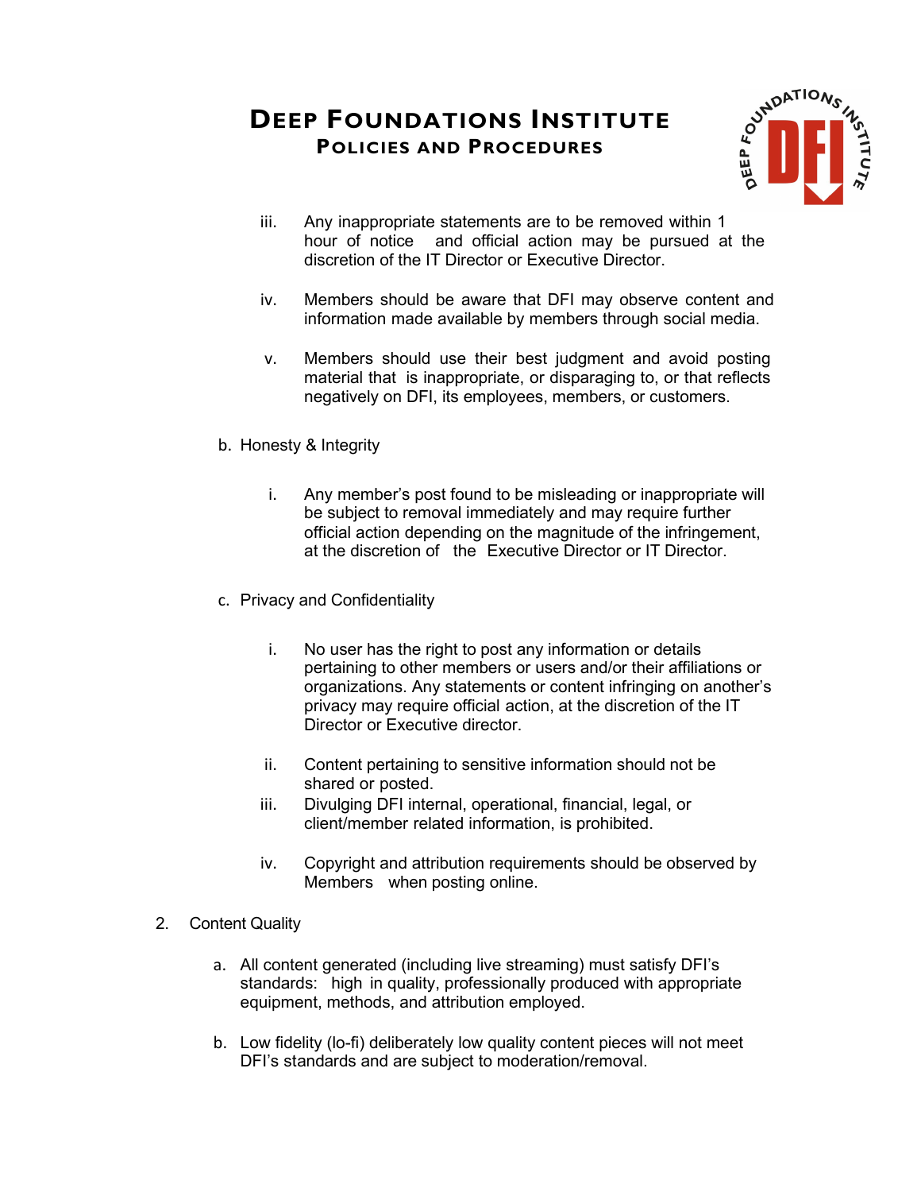iii. Any inappropriate statements are to be removed within 1 hour of notice and official action may be pursued at the discretion of the IT Director or Executive Director.

iv. Members should be aware that DFI may observe content and information made available by members through social media.

v. Members should use their best judgment and avoid posting material that is inappropriate, or disparaging to, or that reflects negatively on DFI, its employees, members, or customers.

b. Honesty & Integrity

i. Any member's post found to be misleading or inappropriate will be subject to removal immediately and may require further official action depending on the magnitude of the infringement, at the discretion of the Executive Director or IT Director.

c. Privacy and Confidentiality

i. No user has the right to post any information or details pertaining to other members or users and/or their affiliations or organizations. Any statements or content infringing on another's privacy may require official action, at the discretion of the IT Director or Executive director.

ii. Content pertaining to sensitive information should not be shared or posted.

iii. Divulging DFI internal, operational, financial, legal, or client/member related information, is prohibited.

iv. Copyright and attribution requirements should be observed by Members when posting online.

2. Content Quality

a. All content generated (including live streaming) must satisfy DFI's standards: high in quality, professionally produced with appropriate equipment, methods, and attribution employed.

b. Low fidelity (lo-fi) deliberately low quality content pieces will not meet DFI's standards and are subject to moderation/removal.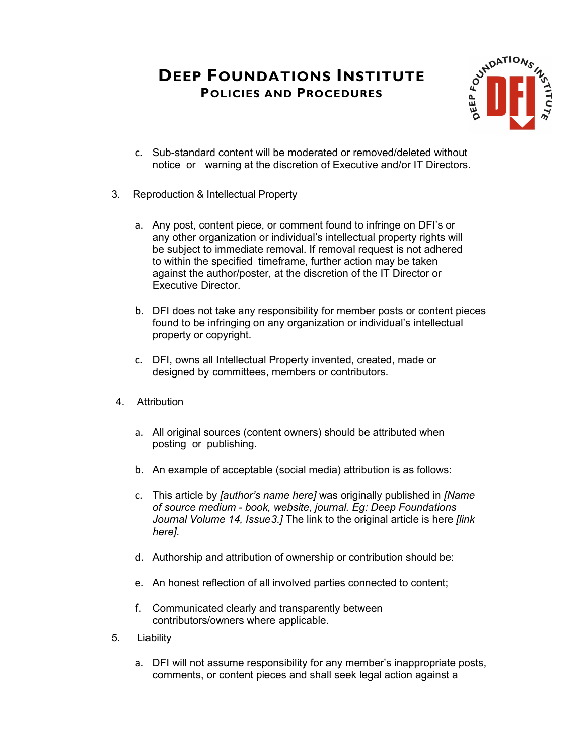c. Sub-standard content will be moderated or removed/deleted without notice or warning at the discretion of Executive and/or IT Directors.

3. Reproduction & Intellectual Property

   a. Any post, content piece, or comment found to infringe on DFI's or any other organization or individual's intellectual property rights will be subject to immediate removal. If removal request is not adhered to within the specified timeframe, further action may be taken against the author/poster, at the discretion of the IT Director or Executive Director.

   b. DFI does not take any responsibility for member posts or content pieces found to be infringing on any organization or individual's intellectual property or copyright.

   c. DFI, owns all Intellectual Property invented, created, made or designed by committees, members or contributors.

4. Attribution

   a. All original sources (content owners) should be attributed when posting or publishing.

   b. An example of acceptable (social media) attribution is as follows:

   c. This article by *[author's name here]* was originally published in *[Name of source medium - book, website, journal. Eg: Deep Foundations Journal Volume 14, Issue3.]* The link to the original article is here *[link here]*.

   d. Authorship and attribution of ownership or contribution should be:

   e. An honest reflection of all involved parties connected to content;

   f. Communicated clearly and transparently between contributors/owners where applicable.

5. Liability

   a. DFI will not assume responsibility for any member's inappropriate posts, comments, or content pieces and shall seek legal action against a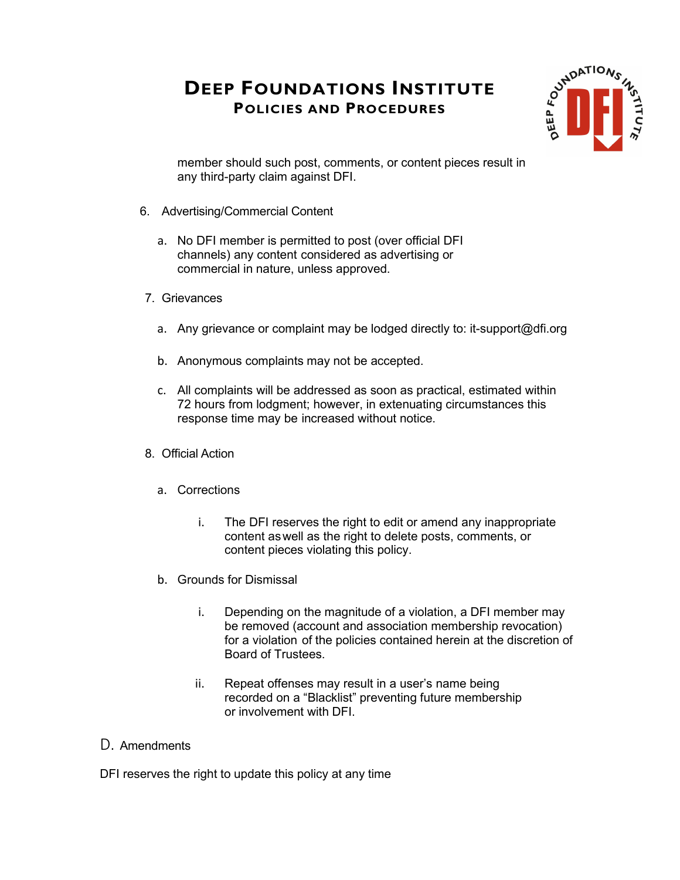member should such post, comments, or content pieces result in any third-party claim against DFI.

6. Advertising/Commercial Content

   a. No DFI member is permitted to post (over official DFI channels) any content considered as advertising or commercial in nature, unless approved.

7. Grievances

   a. Any grievance or complaint may be lodged directly to: it-support@dfi.org

   b. Anonymous complaints may not be accepted.

   c. All complaints will be addressed as soon as practical, estimated within 72 hours from lodgment; however, in extenuating circumstances this response time may be increased without notice.

8. Official Action

   a. Corrections

      i. The DFI reserves the right to edit or amend any inappropriate content as well as the right to delete posts, comments, or content pieces violating this policy.

   b. Grounds for Dismissal

      i. Depending on the magnitude of a violation, a DFI member may be removed (account and association membership revocation) for a violation of the policies contained herein at the discretion of Board of Trustees.

      ii. Repeat offenses may result in a user's name being recorded on a "Blacklist" preventing future membership or involvement with DFI.

D. Amendments

DFI reserves the right to update this policy at any time